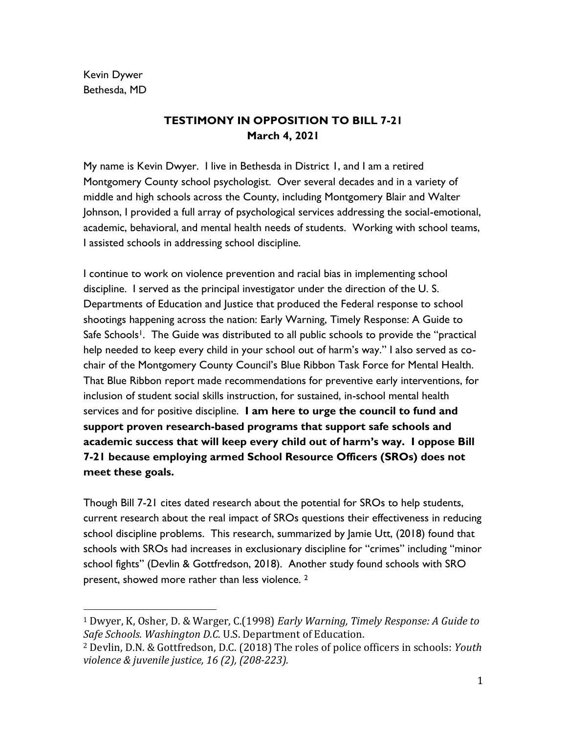Kevin Dywer
Bethesda, MD

## TESTIMONY IN OPPOSITION TO BILL 7-21
**March 4, 2021**

My name is Kevin Dwyer. I live in Bethesda in District 1, and I am a retired Montgomery County school psychologist. Over several decades and in a variety of middle and high schools across the County, including Montgomery Blair and Walter Johnson, I provided a full array of psychological services addressing the social-emotional, academic, behavioral, and mental health needs of students. Working with school teams, I assisted schools in addressing school discipline.

I continue to work on violence prevention and racial bias in implementing school discipline. I served as the principal investigator under the direction of the U. S. Departments of Education and Justice that produced the Federal response to school shootings happening across the nation: Early Warning, Timely Response: A Guide to Safe Schools[1]. The Guide was distributed to all public schools to provide the "practical help needed to keep every child in your school out of harm's way." I also served as co-chair of the Montgomery County Council's Blue Ribbon Task Force for Mental Health. That Blue Ribbon report made recommendations for preventive early interventions, for inclusion of student social skills instruction, for sustained, in-school mental health services and for positive discipline. **I am here to urge the council to fund and support proven research-based programs that support safe schools and academic success that will keep every child out of harm's way. I oppose Bill 7-21 because employing armed School Resource Officers (SROs) does not meet these goals.**

Though Bill 7-21 cites dated research about the potential for SROs to help students, current research about the real impact of SROs questions their effectiveness in reducing school discipline problems. This research, summarized by Jamie Utt, (2018) found that schools with SROs had increases in exclusionary discipline for "crimes" including "minor school fights" (Devlin & Gottfredson, 2018). Another study found schools with SRO present, showed more rather than less violence. [2]

---

[1] Dwyer, K, Osher, D. & Warger, C.(1998) *Early Warning, Timely Response: A Guide to Safe Schools. Washington D.C.* U.S. Department of Education.

[2] Devlin, D.N. & Gottfredson, D.C. (2018) The roles of police officers in schools: *Youth violence & juvenile justice, 16 (2), (208-223).*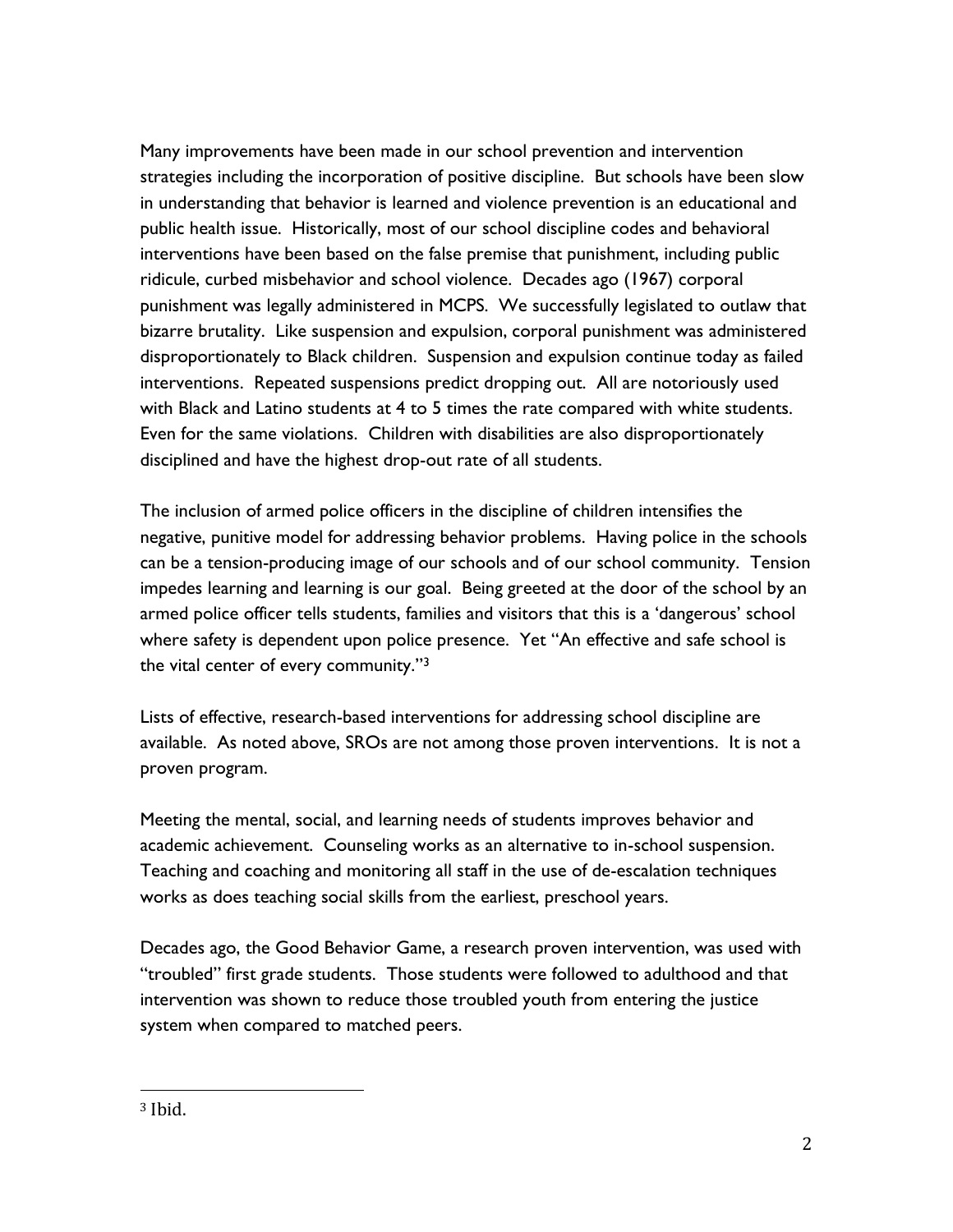Many improvements have been made in our school prevention and intervention strategies including the incorporation of positive discipline. But schools have been slow in understanding that behavior is learned and violence prevention is an educational and public health issue. Historically, most of our school discipline codes and behavioral interventions have been based on the false premise that punishment, including public ridicule, curbed misbehavior and school violence. Decades ago (1967) corporal punishment was legally administered in MCPS. We successfully legislated to outlaw that bizarre brutality. Like suspension and expulsion, corporal punishment was administered disproportionately to Black children. Suspension and expulsion continue today as failed interventions. Repeated suspensions predict dropping out. All are notoriously used with Black and Latino students at 4 to 5 times the rate compared with white students. Even for the same violations. Children with disabilities are also disproportionately disciplined and have the highest drop-out rate of all students.

The inclusion of armed police officers in the discipline of children intensifies the negative, punitive model for addressing behavior problems. Having police in the schools can be a tension-producing image of our schools and of our school community. Tension impedes learning and learning is our goal. Being greeted at the door of the school by an armed police officer tells students, families and visitors that this is a 'dangerous' school where safety is dependent upon police presence. Yet "An effective and safe school is the vital center of every community."[3]

Lists of effective, research-based interventions for addressing school discipline are available. As noted above, SROs are not among those proven interventions. It is not a proven program.

Meeting the mental, social, and learning needs of students improves behavior and academic achievement. Counseling works as an alternative to in-school suspension. Teaching and coaching and monitoring all staff in the use of de-escalation techniques works as does teaching social skills from the earliest, preschool years.

Decades ago, the Good Behavior Game, a research proven intervention, was used with "troubled" first grade students. Those students were followed to adulthood and that intervention was shown to reduce those troubled youth from entering the justice system when compared to matched peers.

---

[3] Ibid.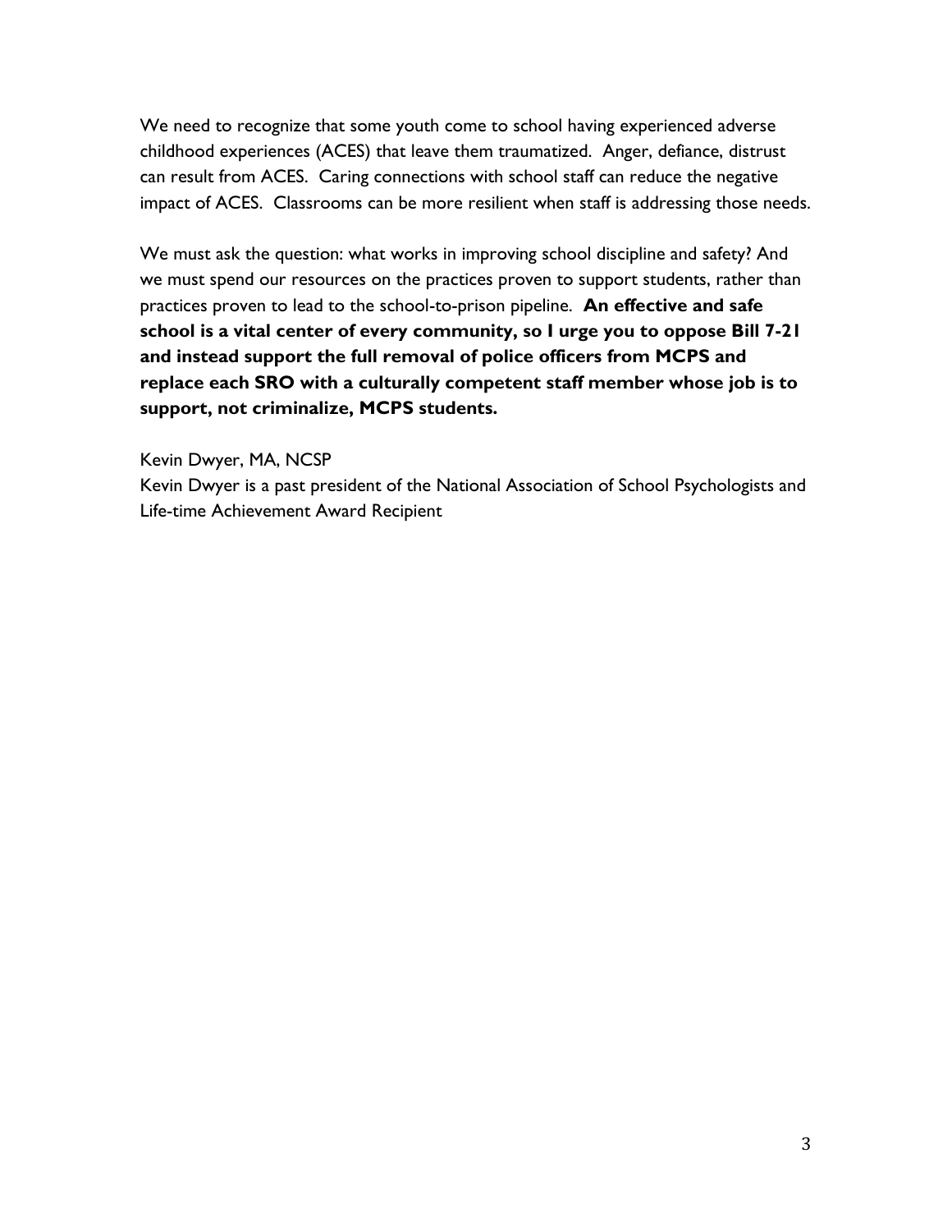We need to recognize that some youth come to school having experienced adverse childhood experiences (ACES) that leave them traumatized. Anger, defiance, distrust can result from ACES. Caring connections with school staff can reduce the negative impact of ACES. Classrooms can be more resilient when staff is addressing those needs.

We must ask the question: what works in improving school discipline and safety? And we must spend our resources on the practices proven to support students, rather than practices proven to lead to the school-to-prison pipeline. **An effective and safe school is a vital center of every community, so I urge you to oppose Bill 7-21 and instead support the full removal of police officers from MCPS and replace each SRO with a culturally competent staff member whose job is to support, not criminalize, MCPS students.**

Kevin Dwyer, MA, NCSP
Kevin Dwyer is a past president of the National Association of School Psychologists and Life-time Achievement Award Recipient